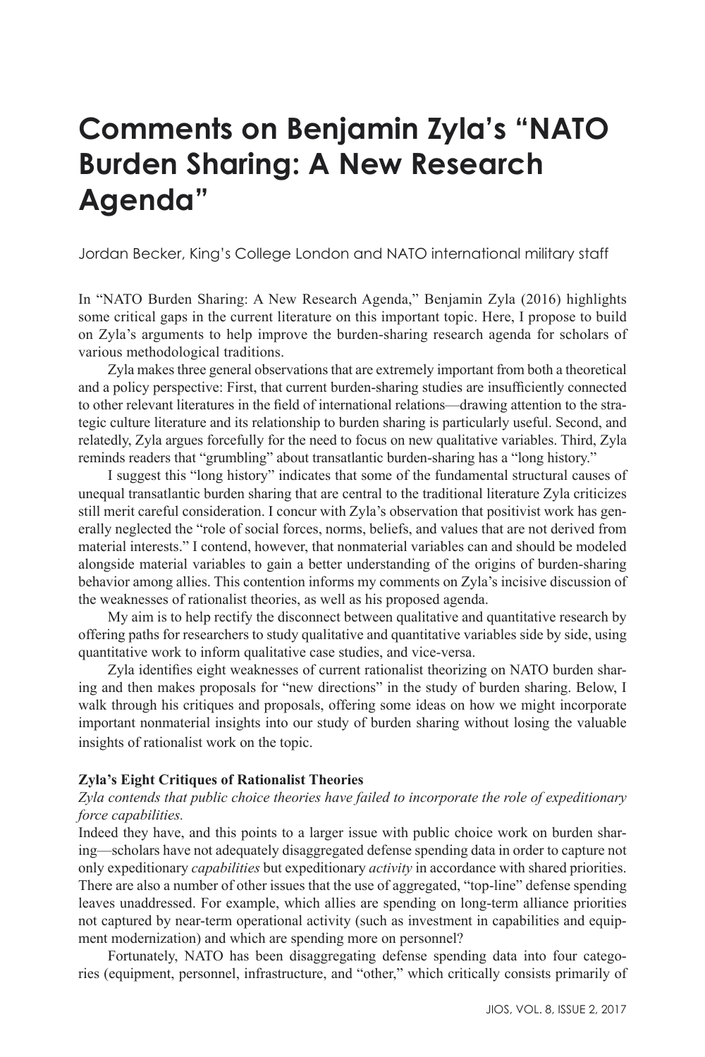# Comments on Benjamin Zyla's "NATO Burden Sharing: A New Research Agenda"

Jordan Becker, King's College London and NATO international military staff

In "NATO Burden Sharing: A New Research Agenda," Benjamin Zyla (2016) highlights some critical gaps in the current literature on this important topic. Here, I propose to build on Zyla's arguments to help improve the burden-sharing research agenda for scholars of various methodological traditions.

Zyla makes three general observations that are extremely important from both a theoretical and a policy perspective: First, that current burden-sharing studies are insufficiently connected to other relevant literatures in the field of international relations—drawing attention to the strategic culture literature and its relationship to burden sharing is particularly useful. Second, and relatedly, Zyla argues forcefully for the need to focus on new qualitative variables. Third, Zyla reminds readers that "grumbling" about transatlantic burden-sharing has a "long history."

I suggest this "long history" indicates that some of the fundamental structural causes of unequal transatlantic burden sharing that are central to the traditional literature Zyla criticizes still merit careful consideration. I concur with Zyla's observation that positivist work has generally neglected the "role of social forces, norms, beliefs, and values that are not derived from material interests." I contend, however, that nonmaterial variables can and should be modeled alongside material variables to gain a better understanding of the origins of burden-sharing behavior among allies. This contention informs my comments on Zyla's incisive discussion of the weaknesses of rationalist theories, as well as his proposed agenda.

My aim is to help rectify the disconnect between qualitative and quantitative research by offering paths for researchers to study qualitative and quantitative variables side by side, using quantitative work to inform qualitative case studies, and vice-versa.

Zyla identifies eight weaknesses of current rationalist theorizing on NATO burden sharing and then makes proposals for "new directions" in the study of burden sharing. Below, I walk through his critiques and proposals, offering some ideas on how we might incorporate important nonmaterial insights into our study of burden sharing without losing the valuable insights of rationalist work on the topic.

**Zyla's Eight Critiques of Rationalist Theories**

*Zyla contends that public choice theories have failed to incorporate the role of expeditionary force capabilities.*

Indeed they have, and this points to a larger issue with public choice work on burden sharing—scholars have not adequately disaggregated defense spending data in order to capture not only expeditionary *capabilities* but expeditionary *activity* in accordance with shared priorities. There are also a number of other issues that the use of aggregated, "top-line" defense spending leaves unaddressed. For example, which allies are spending on long-term alliance priorities not captured by near-term operational activity (such as investment in capabilities and equipment modernization) and which are spending more on personnel?

Fortunately, NATO has been disaggregating defense spending data into four categories (equipment, personnel, infrastructure, and "other," which critically consists primarily of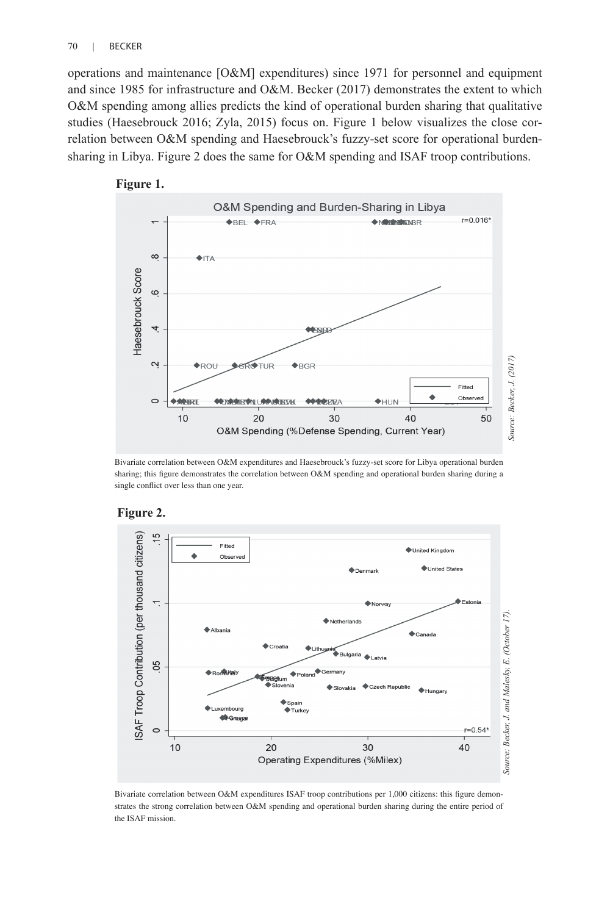operations and maintenance [O&M] expenditures) since 1971 for personnel and equipment and since 1985 for infrastructure and O&M. Becker (2017) demonstrates the extent to which O&M spending among allies predicts the kind of operational burden sharing that qualitative studies (Haesebrouck 2016; Zyla, 2015) focus on. Figure 1 below visualizes the close correlation between O&M spending and Haesebrouck's fuzzy-set score for operational burden-sharing in Libya. Figure 2 does the same for O&M spending and ISAF troop contributions.

**Figure 1.**

Bivariate correlation between O&M expenditures and Haesebrouck's fuzzy-set score for Libya operational burden sharing; this figure demonstrates the correlation between O&M spending and operational burden sharing during a single conflict over less than one year.

*Source: Becker, J. (2017)*

**Figure 2.**

Bivariate correlation between O&M expenditures ISAF troop contributions per 1,000 citizens: this figure demonstrates the strong correlation between O&M spending and operational burden sharing during the entire period of the ISAF mission.

*Source: Becker, J. and Malesky, E. (October 17).*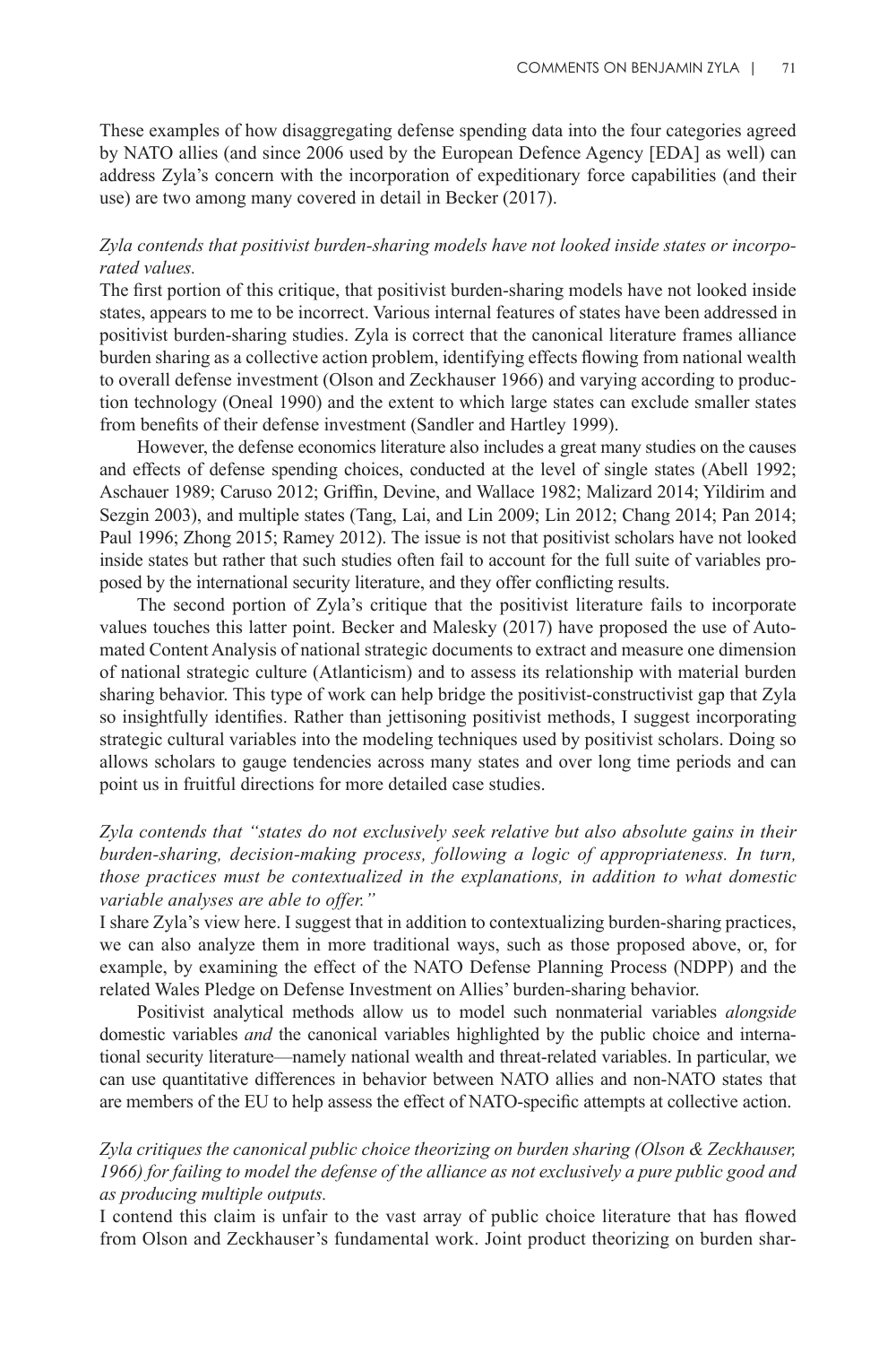These examples of how disaggregating defense spending data into the four categories agreed by NATO allies (and since 2006 used by the European Defence Agency [EDA] as well) can address Zyla's concern with the incorporation of expeditionary force capabilities (and their use) are two among many covered in detail in Becker (2017).

*Zyla contends that positivist burden-sharing models have not looked inside states or incorporated values.*

The first portion of this critique, that positivist burden-sharing models have not looked inside states, appears to me to be incorrect. Various internal features of states have been addressed in positivist burden-sharing studies. Zyla is correct that the canonical literature frames alliance burden sharing as a collective action problem, identifying effects flowing from national wealth to overall defense investment (Olson and Zeckhauser 1966) and varying according to production technology (Oneal 1990) and the extent to which large states can exclude smaller states from benefits of their defense investment (Sandler and Hartley 1999).

However, the defense economics literature also includes a great many studies on the causes and effects of defense spending choices, conducted at the level of single states (Abell 1992; Aschauer 1989; Caruso 2012; Griffin, Devine, and Wallace 1982; Malizard 2014; Yildirim and Sezgin 2003), and multiple states (Tang, Lai, and Lin 2009; Lin 2012; Chang 2014; Pan 2014; Paul 1996; Zhong 2015; Ramey 2012). The issue is not that positivist scholars have not looked inside states but rather that such studies often fail to account for the full suite of variables proposed by the international security literature, and they offer conflicting results.

The second portion of Zyla's critique that the positivist literature fails to incorporate values touches this latter point. Becker and Malesky (2017) have proposed the use of Automated Content Analysis of national strategic documents to extract and measure one dimension of national strategic culture (Atlanticism) and to assess its relationship with material burden sharing behavior. This type of work can help bridge the positivist-constructivist gap that Zyla so insightfully identifies. Rather than jettisoning positivist methods, I suggest incorporating strategic cultural variables into the modeling techniques used by positivist scholars. Doing so allows scholars to gauge tendencies across many states and over long time periods and can point us in fruitful directions for more detailed case studies.

*Zyla contends that "states do not exclusively seek relative but also absolute gains in their burden-sharing, decision-making process, following a logic of appropriateness. In turn, those practices must be contextualized in the explanations, in addition to what domestic variable analyses are able to offer."*

I share Zyla's view here. I suggest that in addition to contextualizing burden-sharing practices, we can also analyze them in more traditional ways, such as those proposed above, or, for example, by examining the effect of the NATO Defense Planning Process (NDPP) and the related Wales Pledge on Defense Investment on Allies' burden-sharing behavior.

Positivist analytical methods allow us to model such nonmaterial variables *alongside* domestic variables *and* the canonical variables highlighted by the public choice and international security literature—namely national wealth and threat-related variables. In particular, we can use quantitative differences in behavior between NATO allies and non-NATO states that are members of the EU to help assess the effect of NATO-specific attempts at collective action.

*Zyla critiques the canonical public choice theorizing on burden sharing (Olson & Zeckhauser, 1966) for failing to model the defense of the alliance as not exclusively a pure public good and as producing multiple outputs.*

I contend this claim is unfair to the vast array of public choice literature that has flowed from Olson and Zeckhauser's fundamental work. Joint product theorizing on burden shar-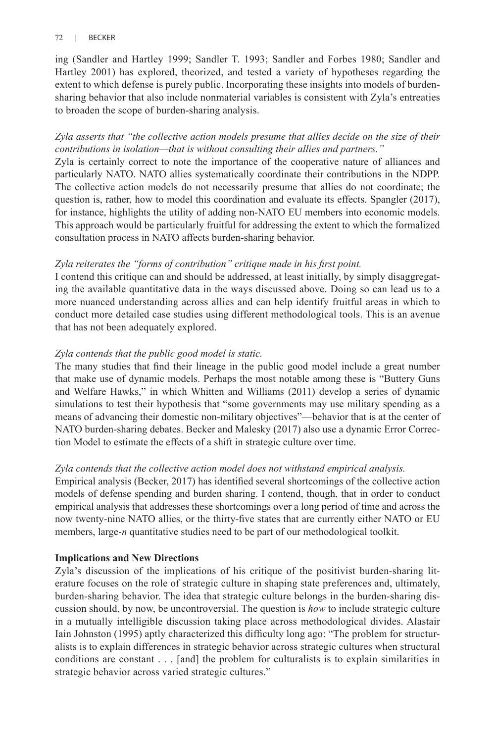ing (Sandler and Hartley 1999; Sandler T. 1993; Sandler and Forbes 1980; Sandler and Hartley 2001) has explored, theorized, and tested a variety of hypotheses regarding the extent to which defense is purely public. Incorporating these insights into models of burden-sharing behavior that also include nonmaterial variables is consistent with Zyla's entreaties to broaden the scope of burden-sharing analysis.

*Zyla asserts that "the collective action models presume that allies decide on the size of their contributions in isolation—that is without consulting their allies and partners."*

Zyla is certainly correct to note the importance of the cooperative nature of alliances and particularly NATO. NATO allies systematically coordinate their contributions in the NDPP. The collective action models do not necessarily presume that allies do not coordinate; the question is, rather, how to model this coordination and evaluate its effects. Spangler (2017), for instance, highlights the utility of adding non-NATO EU members into economic models. This approach would be particularly fruitful for addressing the extent to which the formalized consultation process in NATO affects burden-sharing behavior.

*Zyla reiterates the "forms of contribution" critique made in his first point.*

I contend this critique can and should be addressed, at least initially, by simply disaggregating the available quantitative data in the ways discussed above. Doing so can lead us to a more nuanced understanding across allies and can help identify fruitful areas in which to conduct more detailed case studies using different methodological tools. This is an avenue that has not been adequately explored.

*Zyla contends that the public good model is static.*

The many studies that find their lineage in the public good model include a great number that make use of dynamic models. Perhaps the most notable among these is "Buttery Guns and Welfare Hawks," in which Whitten and Williams (2011) develop a series of dynamic simulations to test their hypothesis that "some governments may use military spending as a means of advancing their domestic non-military objectives"—behavior that is at the center of NATO burden-sharing debates. Becker and Malesky (2017) also use a dynamic Error Correction Model to estimate the effects of a shift in strategic culture over time.

*Zyla contends that the collective action model does not withstand empirical analysis.*

Empirical analysis (Becker, 2017) has identified several shortcomings of the collective action models of defense spending and burden sharing. I contend, though, that in order to conduct empirical analysis that addresses these shortcomings over a long period of time and across the now twenty-nine NATO allies, or the thirty-five states that are currently either NATO or EU members, large-*n* quantitative studies need to be part of our methodological toolkit.

**Implications and New Directions**

Zyla's discussion of the implications of his critique of the positivist burden-sharing literature focuses on the role of strategic culture in shaping state preferences and, ultimately, burden-sharing behavior. The idea that strategic culture belongs in the burden-sharing discussion should, by now, be uncontroversial. The question is *how* to include strategic culture in a mutually intelligible discussion taking place across methodological divides. Alastair Iain Johnston (1995) aptly characterized this difficulty long ago: "The problem for structuralists is to explain differences in strategic behavior across strategic cultures when structural conditions are constant . . . [and] the problem for culturalists is to explain similarities in strategic behavior across varied strategic cultures."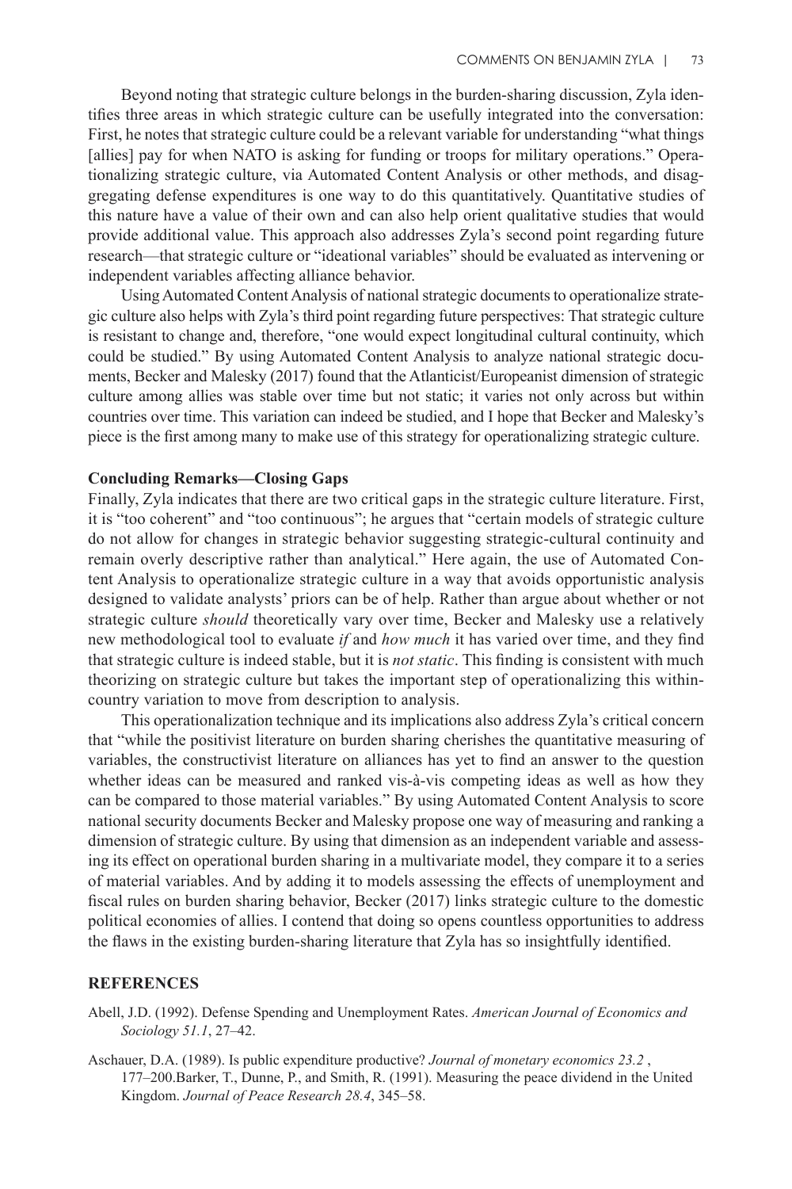Beyond noting that strategic culture belongs in the burden-sharing discussion, Zyla identifies three areas in which strategic culture can be usefully integrated into the conversation: First, he notes that strategic culture could be a relevant variable for understanding "what things [allies] pay for when NATO is asking for funding or troops for military operations." Operationalizing strategic culture, via Automated Content Analysis or other methods, and disaggregating defense expenditures is one way to do this quantitatively. Quantitative studies of this nature have a value of their own and can also help orient qualitative studies that would provide additional value. This approach also addresses Zyla's second point regarding future research—that strategic culture or "ideational variables" should be evaluated as intervening or independent variables affecting alliance behavior.

Using Automated Content Analysis of national strategic documents to operationalize strategic culture also helps with Zyla's third point regarding future perspectives: That strategic culture is resistant to change and, therefore, "one would expect longitudinal cultural continuity, which could be studied." By using Automated Content Analysis to analyze national strategic documents, Becker and Malesky (2017) found that the Atlanticist/Europeanist dimension of strategic culture among allies was stable over time but not static; it varies not only across but within countries over time. This variation can indeed be studied, and I hope that Becker and Malesky's piece is the first among many to make use of this strategy for operationalizing strategic culture.

**Concluding Remarks—Closing Gaps**

Finally, Zyla indicates that there are two critical gaps in the strategic culture literature. First, it is "too coherent" and "too continuous"; he argues that "certain models of strategic culture do not allow for changes in strategic behavior suggesting strategic-cultural continuity and remain overly descriptive rather than analytical." Here again, the use of Automated Content Analysis to operationalize strategic culture in a way that avoids opportunistic analysis designed to validate analysts' priors can be of help. Rather than argue about whether or not strategic culture *should* theoretically vary over time, Becker and Malesky use a relatively new methodological tool to evaluate *if* and *how much* it has varied over time, and they find that strategic culture is indeed stable, but it is *not static*. This finding is consistent with much theorizing on strategic culture but takes the important step of operationalizing this within-country variation to move from description to analysis.

This operationalization technique and its implications also address Zyla's critical concern that "while the positivist literature on burden sharing cherishes the quantitative measuring of variables, the constructivist literature on alliances has yet to find an answer to the question whether ideas can be measured and ranked vis-à-vis competing ideas as well as how they can be compared to those material variables." By using Automated Content Analysis to score national security documents Becker and Malesky propose one way of measuring and ranking a dimension of strategic culture. By using that dimension as an independent variable and assessing its effect on operational burden sharing in a multivariate model, they compare it to a series of material variables. And by adding it to models assessing the effects of unemployment and fiscal rules on burden sharing behavior, Becker (2017) links strategic culture to the domestic political economies of allies. I contend that doing so opens countless opportunities to address the flaws in the existing burden-sharing literature that Zyla has so insightfully identified.

**REFERENCES**

Abell, J.D. (1992). Defense Spending and Unemployment Rates. *American Journal of Economics and Sociology 51.1*, 27–42.

Aschauer, D.A. (1989). Is public expenditure productive? *Journal of monetary economics 23.2* , 177–200.Barker, T., Dunne, P., and Smith, R. (1991). Measuring the peace dividend in the United Kingdom. *Journal of Peace Research 28.4*, 345–58.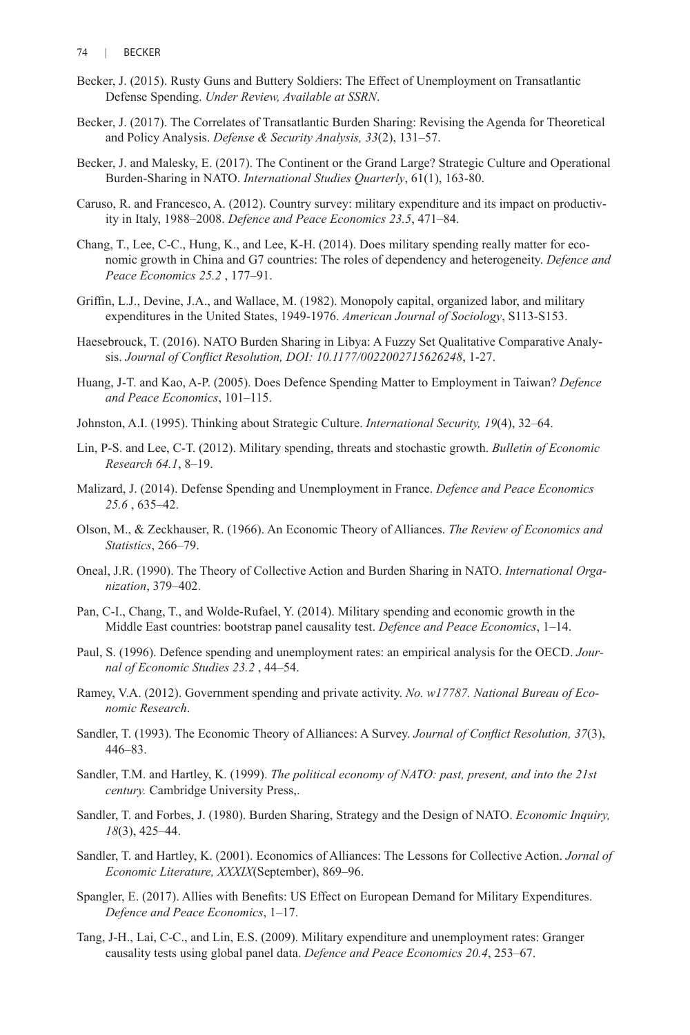Becker, J. (2015). Rusty Guns and Buttery Soldiers: The Effect of Unemployment on Transatlantic Defense Spending. *Under Review, Available at SSRN*.

Becker, J. (2017). The Correlates of Transatlantic Burden Sharing: Revising the Agenda for Theoretical and Policy Analysis. *Defense & Security Analysis, 33*(2), 131–57.

Becker, J. and Malesky, E. (2017). The Continent or the Grand Large? Strategic Culture and Operational Burden-Sharing in NATO. *International Studies Quarterly*, 61(1), 163-80.

Caruso, R. and Francesco, A. (2012). Country survey: military expenditure and its impact on productivity in Italy, 1988–2008. *Defence and Peace Economics 23.5*, 471–84.

Chang, T., Lee, C-C., Hung, K., and Lee, K-H. (2014). Does military spending really matter for economic growth in China and G7 countries: The roles of dependency and heterogeneity. *Defence and Peace Economics 25.2* , 177–91.

Griffin, L.J., Devine, J.A., and Wallace, M. (1982). Monopoly capital, organized labor, and military expenditures in the United States, 1949-1976. *American Journal of Sociology*, S113-S153.

Haesebrouck, T. (2016). NATO Burden Sharing in Libya: A Fuzzy Set Qualitative Comparative Analysis. *Journal of Conflict Resolution, DOI: 10.1177/0022002715626248*, 1-27.

Huang, J-T. and Kao, A-P. (2005). Does Defence Spending Matter to Employment in Taiwan? *Defence and Peace Economics*, 101–115.

Johnston, A.I. (1995). Thinking about Strategic Culture. *International Security, 19*(4), 32–64.

Lin, P-S. and Lee, C-T. (2012). Military spending, threats and stochastic growth. *Bulletin of Economic Research 64.1*, 8–19.

Malizard, J. (2014). Defense Spending and Unemployment in France. *Defence and Peace Economics 25.6* , 635–42.

Olson, M., & Zeckhauser, R. (1966). An Economic Theory of Alliances. *The Review of Economics and Statistics*, 266–79.

Oneal, J.R. (1990). The Theory of Collective Action and Burden Sharing in NATO. *International Organization*, 379–402.

Pan, C-I., Chang, T., and Wolde-Rufael, Y. (2014). Military spending and economic growth in the Middle East countries: bootstrap panel causality test. *Defence and Peace Economics*, 1–14.

Paul, S. (1996). Defence spending and unemployment rates: an empirical analysis for the OECD. *Journal of Economic Studies 23.2* , 44–54.

Ramey, V.A. (2012). Government spending and private activity. *No. w17787. National Bureau of Economic Research*.

Sandler, T. (1993). The Economic Theory of Alliances: A Survey. *Journal of Conflict Resolution, 37*(3), 446–83.

Sandler, T.M. and Hartley, K. (1999). *The political economy of NATO: past, present, and into the 21st century.* Cambridge University Press,.

Sandler, T. and Forbes, J. (1980). Burden Sharing, Strategy and the Design of NATO. *Economic Inquiry, 18*(3), 425–44.

Sandler, T. and Hartley, K. (2001). Economics of Alliances: The Lessons for Collective Action. *Jornal of Economic Literature, XXXIX*(September), 869–96.

Spangler, E. (2017). Allies with Benefits: US Effect on European Demand for Military Expenditures. *Defence and Peace Economics*, 1–17.

Tang, J-H., Lai, C-C., and Lin, E.S. (2009). Military expenditure and unemployment rates: Granger causality tests using global panel data. *Defence and Peace Economics 20.4*, 253–67.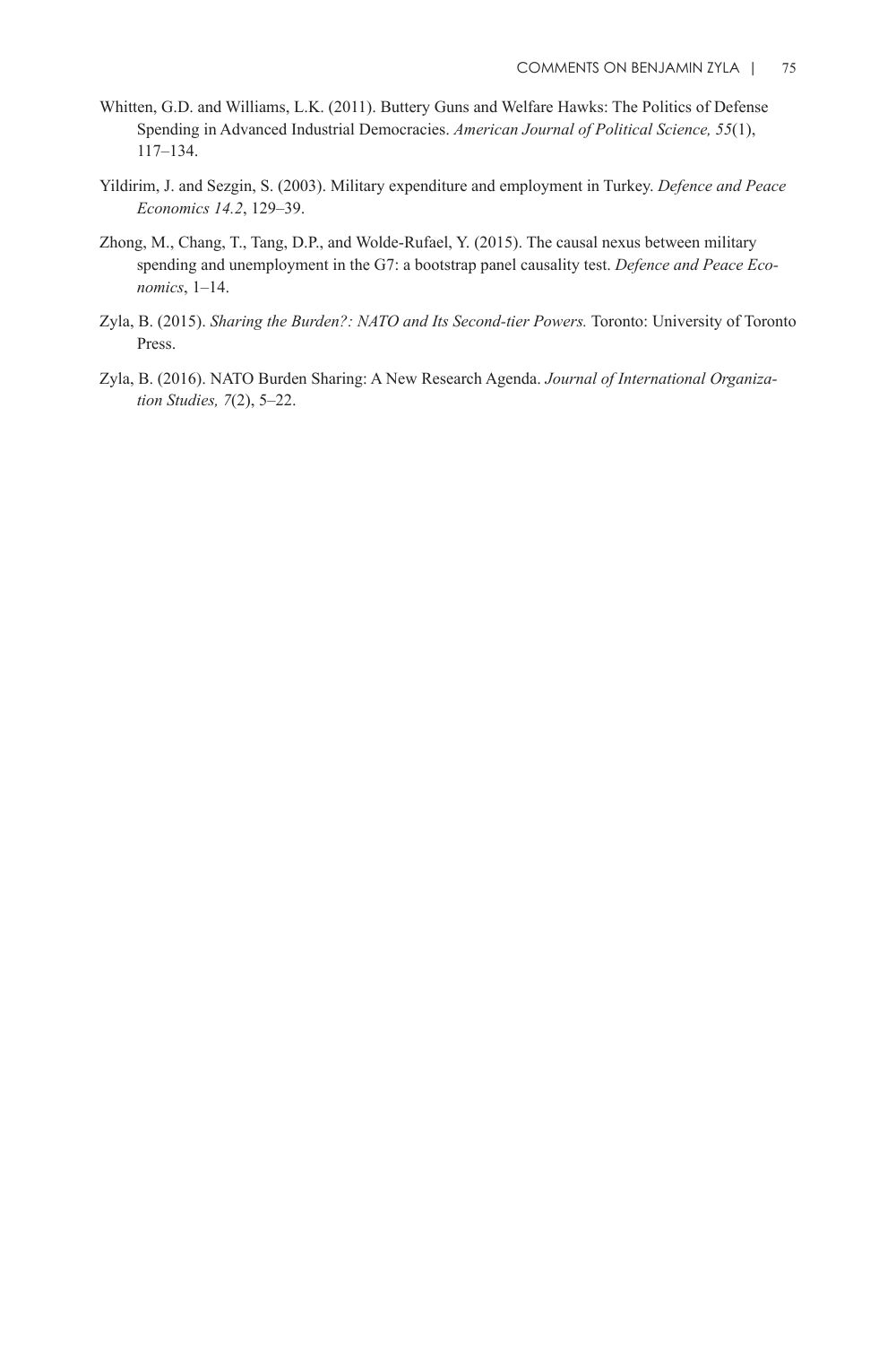Whitten, G.D. and Williams, L.K. (2011). Buttery Guns and Welfare Hawks: The Politics of Defense Spending in Advanced Industrial Democracies. *American Journal of Political Science, 55*(1), 117–134.

Yildirim, J. and Sezgin, S. (2003). Military expenditure and employment in Turkey. *Defence and Peace Economics 14.2*, 129–39.

Zhong, M., Chang, T., Tang, D.P., and Wolde-Rufael, Y. (2015). The causal nexus between military spending and unemployment in the G7: a bootstrap panel causality test. *Defence and Peace Economics*, 1–14.

Zyla, B. (2015). *Sharing the Burden?: NATO and Its Second-tier Powers.* Toronto: University of Toronto Press.

Zyla, B. (2016). NATO Burden Sharing: A New Research Agenda. *Journal of International Organization Studies, 7*(2), 5–22.